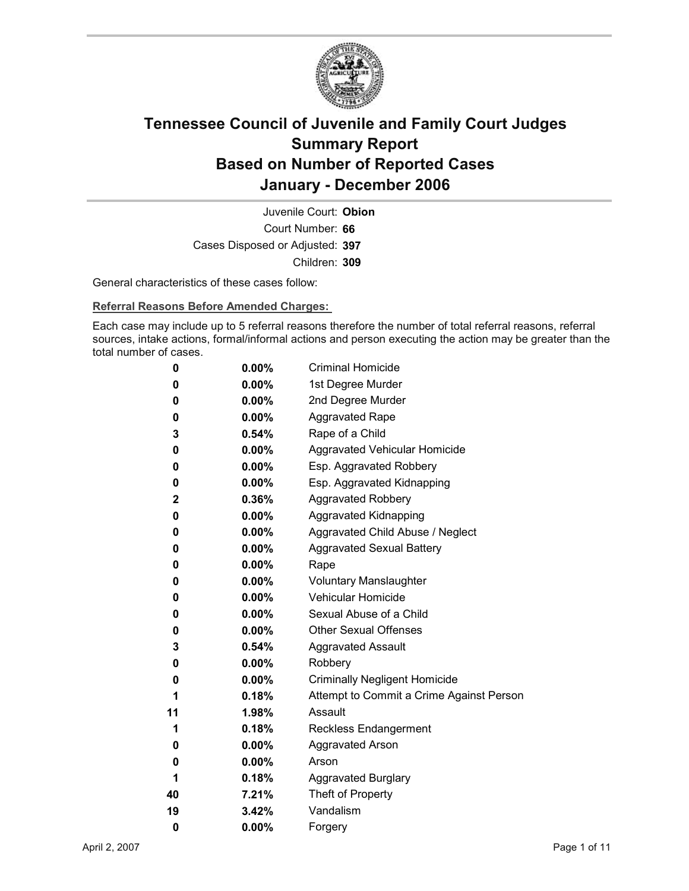# Tennessee Council of Juvenile and Family Court Judges
# Summary Report
# Based on Number of Reported Cases
# January - December 2006

Juvenile Court: **Obion**
Court Number: **66**
Cases Disposed or Adjusted: **397**
Children: **309**

General characteristics of these cases follow:

**Referral Reasons Before Amended Charges:**

Each case may include up to 5 referral reasons therefore the number of total referral reasons, referral sources, intake actions, formal/informal actions and person executing the action may be greater than the total number of cases.

| Count | Percent | Referral Reason |
|---|---|---|
| 0 | 0.00% | Criminal Homicide |
| 0 | 0.00% | 1st Degree Murder |
| 0 | 0.00% | 2nd Degree Murder |
| 0 | 0.00% | Aggravated Rape |
| 3 | 0.54% | Rape of a Child |
| 0 | 0.00% | Aggravated Vehicular Homicide |
| 0 | 0.00% | Esp. Aggravated Robbery |
| 0 | 0.00% | Esp. Aggravated Kidnapping |
| 2 | 0.36% | Aggravated Robbery |
| 0 | 0.00% | Aggravated Kidnapping |
| 0 | 0.00% | Aggravated Child Abuse / Neglect |
| 0 | 0.00% | Aggravated Sexual Battery |
| 0 | 0.00% | Rape |
| 0 | 0.00% | Voluntary Manslaughter |
| 0 | 0.00% | Vehicular Homicide |
| 0 | 0.00% | Sexual Abuse of a Child |
| 0 | 0.00% | Other Sexual Offenses |
| 3 | 0.54% | Aggravated Assault |
| 0 | 0.00% | Robbery |
| 0 | 0.00% | Criminally Negligent Homicide |
| 1 | 0.18% | Attempt to Commit a Crime Against Person |
| 11 | 1.98% | Assault |
| 1 | 0.18% | Reckless Endangerment |
| 0 | 0.00% | Aggravated Arson |
| 0 | 0.00% | Arson |
| 1 | 0.18% | Aggravated Burglary |
| 40 | 7.21% | Theft of Property |
| 19 | 3.42% | Vandalism |
| 0 | 0.00% | Forgery |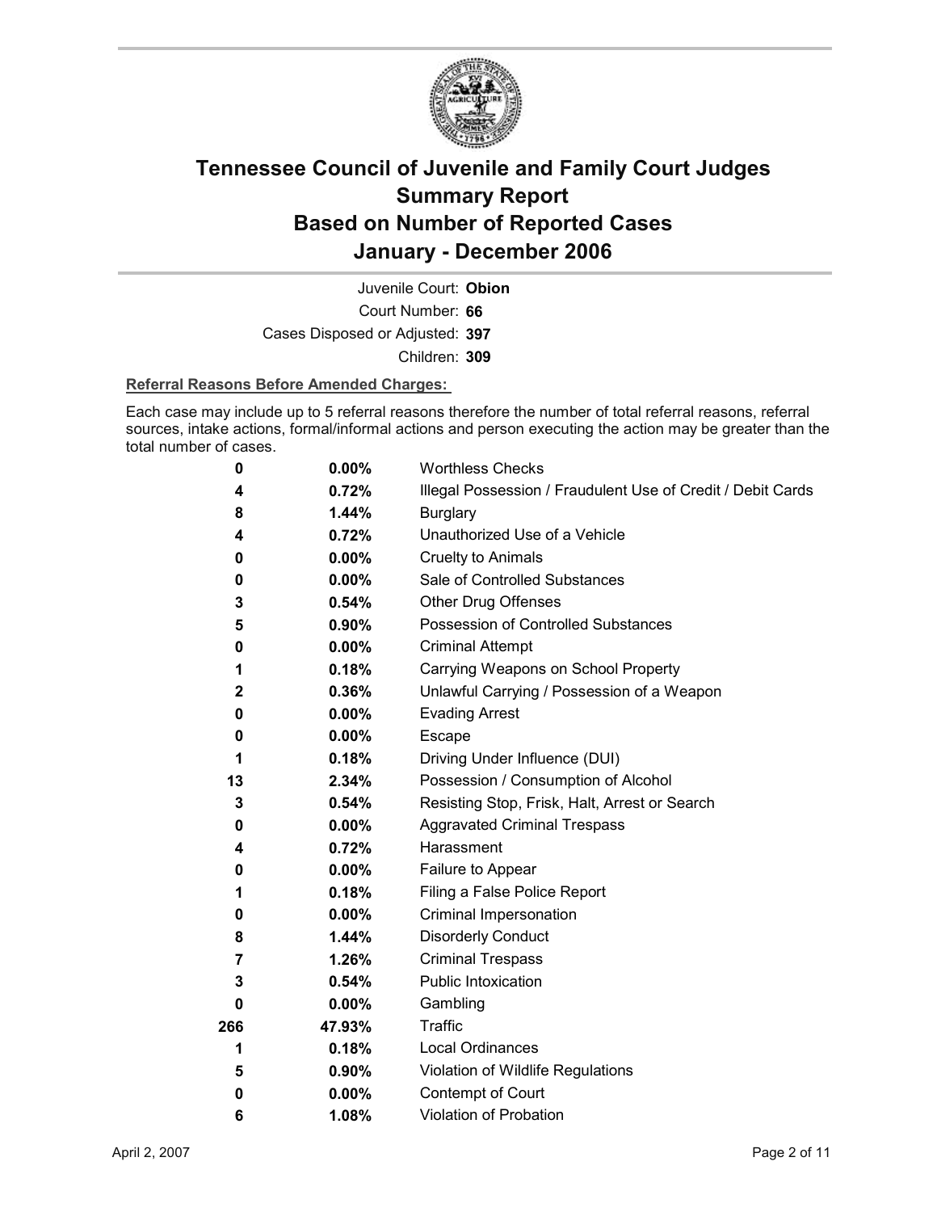# Tennessee Council of Juvenile and Family Court Judges Summary Report Based on Number of Reported Cases January - December 2006

Juvenile Court: **Obion**

Court Number: **66**

Cases Disposed or Adjusted: **397**

Children: **309**

**Referral Reasons Before Amended Charges:**

Each case may include up to 5 referral reasons therefore the number of total referral reasons, referral sources, intake actions, formal/informal actions and person executing the action may be greater than the total number of cases.

| Count | Percent | Referral Reason |
|---|---|---|
| 0 | 0.00% | Worthless Checks |
| 4 | 0.72% | Illegal Possession / Fraudulent Use of Credit / Debit Cards |
| 8 | 1.44% | Burglary |
| 4 | 0.72% | Unauthorized Use of a Vehicle |
| 0 | 0.00% | Cruelty to Animals |
| 0 | 0.00% | Sale of Controlled Substances |
| 3 | 0.54% | Other Drug Offenses |
| 5 | 0.90% | Possession of Controlled Substances |
| 0 | 0.00% | Criminal Attempt |
| 1 | 0.18% | Carrying Weapons on School Property |
| 2 | 0.36% | Unlawful Carrying / Possession of a Weapon |
| 0 | 0.00% | Evading Arrest |
| 0 | 0.00% | Escape |
| 1 | 0.18% | Driving Under Influence (DUI) |
| 13 | 2.34% | Possession / Consumption of Alcohol |
| 3 | 0.54% | Resisting Stop, Frisk, Halt, Arrest or Search |
| 0 | 0.00% | Aggravated Criminal Trespass |
| 4 | 0.72% | Harassment |
| 0 | 0.00% | Failure to Appear |
| 1 | 0.18% | Filing a False Police Report |
| 0 | 0.00% | Criminal Impersonation |
| 8 | 1.44% | Disorderly Conduct |
| 7 | 1.26% | Criminal Trespass |
| 3 | 0.54% | Public Intoxication |
| 0 | 0.00% | Gambling |
| 266 | 47.93% | Traffic |
| 1 | 0.18% | Local Ordinances |
| 5 | 0.90% | Violation of Wildlife Regulations |
| 0 | 0.00% | Contempt of Court |
| 6 | 1.08% | Violation of Probation |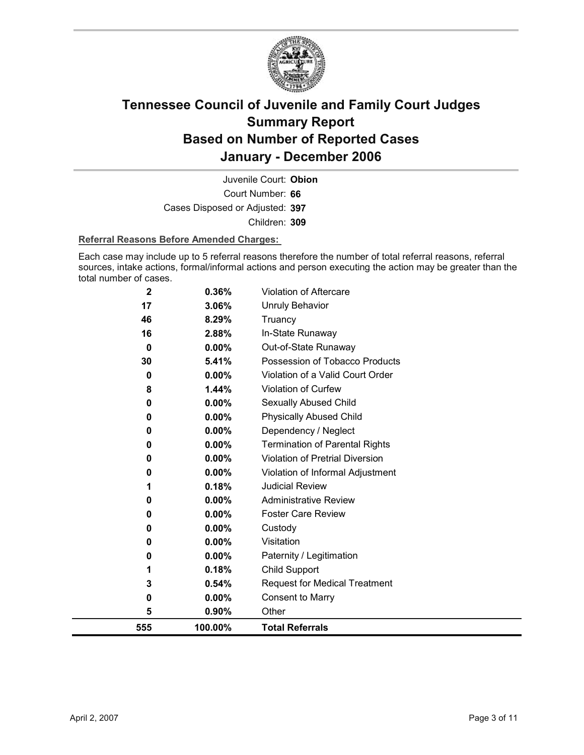# Tennessee Council of Juvenile and Family Court Judges Summary Report Based on Number of Reported Cases January - December 2006

Juvenile Court: **Obion**

Court Number: **66**

Cases Disposed or Adjusted: **397**

Children: **309**

**Referral Reasons Before Amended Charges:**

Each case may include up to 5 referral reasons therefore the number of total referral reasons, referral sources, intake actions, formal/informal actions and person executing the action may be greater than the total number of cases.

| | | |
|---|---|---|
| **2** | **0.36%** | Violation of Aftercare |
| **17** | **3.06%** | Unruly Behavior |
| **46** | **8.29%** | Truancy |
| **16** | **2.88%** | In-State Runaway |
| **0** | **0.00%** | Out-of-State Runaway |
| **30** | **5.41%** | Possession of Tobacco Products |
| **0** | **0.00%** | Violation of a Valid Court Order |
| **8** | **1.44%** | Violation of Curfew |
| **0** | **0.00%** | Sexually Abused Child |
| **0** | **0.00%** | Physically Abused Child |
| **0** | **0.00%** | Dependency / Neglect |
| **0** | **0.00%** | Termination of Parental Rights |
| **0** | **0.00%** | Violation of Pretrial Diversion |
| **0** | **0.00%** | Violation of Informal Adjustment |
| **1** | **0.18%** | Judicial Review |
| **0** | **0.00%** | Administrative Review |
| **0** | **0.00%** | Foster Care Review |
| **0** | **0.00%** | Custody |
| **0** | **0.00%** | Visitation |
| **0** | **0.00%** | Paternity / Legitimation |
| **1** | **0.18%** | Child Support |
| **3** | **0.54%** | Request for Medical Treatment |
| **0** | **0.00%** | Consent to Marry |
| **5** | **0.90%** | Other |
| **555** | **100.00%** | **Total Referrals** |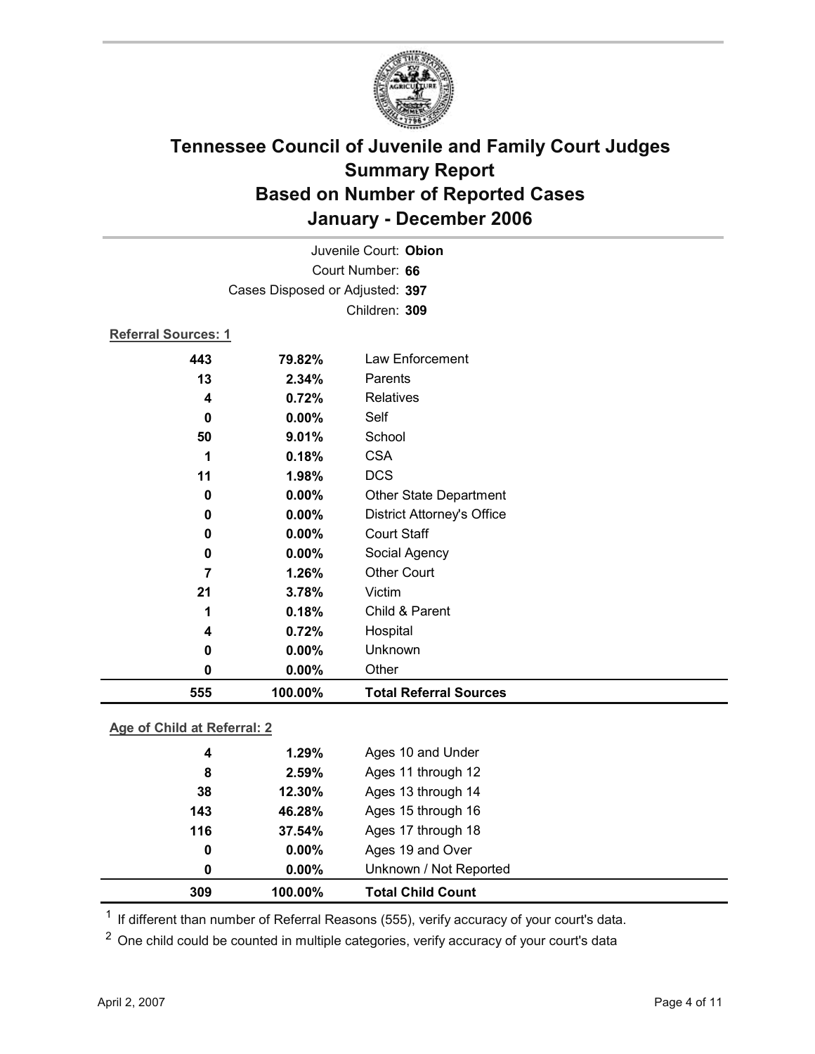# Tennessee Council of Juvenile and Family Court Judges Summary Report Based on Number of Reported Cases January - December 2006

Juvenile Court: **Obion**

Court Number: **66**

Cases Disposed or Adjusted: **397**

Children: **309**

**Referral Sources: 1**

| | | |
|---|---|---|
| 443 | 79.82% | Law Enforcement |
| 13 | 2.34% | Parents |
| 4 | 0.72% | Relatives |
| 0 | 0.00% | Self |
| 50 | 9.01% | School |
| 1 | 0.18% | CSA |
| 11 | 1.98% | DCS |
| 0 | 0.00% | Other State Department |
| 0 | 0.00% | District Attorney's Office |
| 0 | 0.00% | Court Staff |
| 0 | 0.00% | Social Agency |
| 7 | 1.26% | Other Court |
| 21 | 3.78% | Victim |
| 1 | 0.18% | Child & Parent |
| 4 | 0.72% | Hospital |
| 0 | 0.00% | Unknown |
| 0 | 0.00% | Other |
| **555** | **100.00%** | **Total Referral Sources** |

**Age of Child at Referral: 2**

| | | |
|---|---|---|
| 4 | 1.29% | Ages 10 and Under |
| 8 | 2.59% | Ages 11 through 12 |
| 38 | 12.30% | Ages 13 through 14 |
| 143 | 46.28% | Ages 15 through 16 |
| 116 | 37.54% | Ages 17 through 18 |
| 0 | 0.00% | Ages 19 and Over |
| 0 | 0.00% | Unknown / Not Reported |
| **309** | **100.00%** | **Total Child Count** |

[1] If different than number of Referral Reasons (555), verify accuracy of your court's data.

[2] One child could be counted in multiple categories, verify accuracy of your court's data

April 2, 2007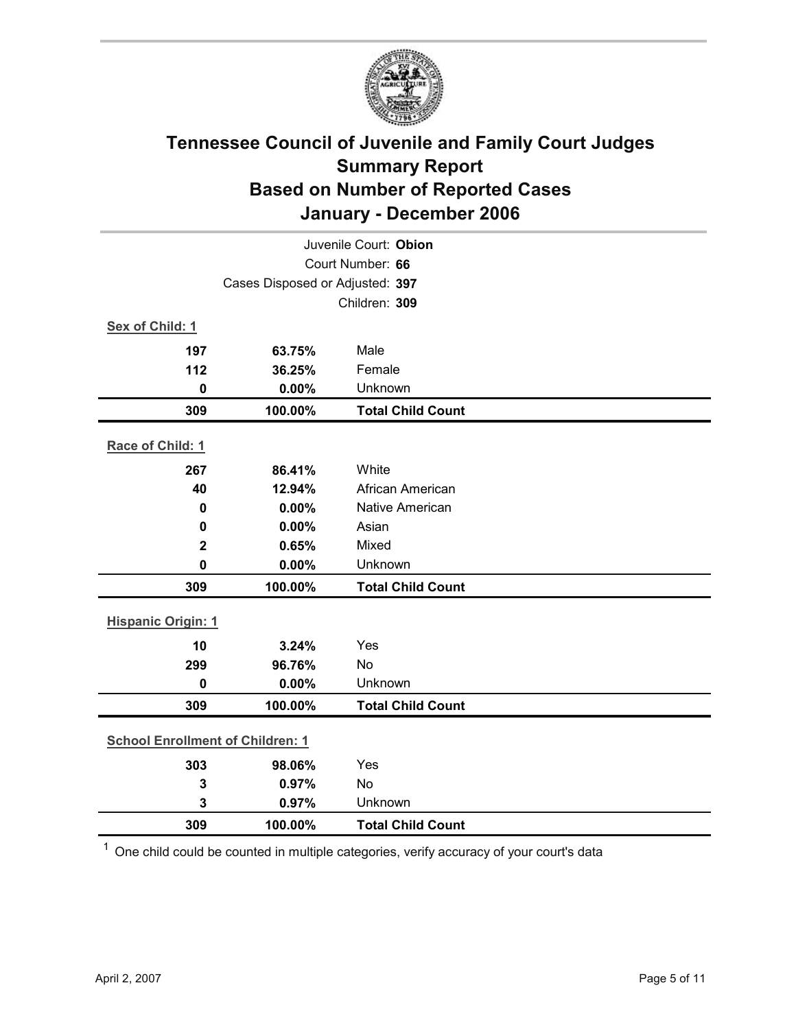# Tennessee Council of Juvenile and Family Court Judges
## Summary Report
## Based on Number of Reported Cases
## January - December 2006

Juvenile Court: **Obion**
Court Number: **66**
Cases Disposed or Adjusted: **397**
Children: **309**

**Sex of Child: 1**

| | | |
|---|---|---|
| **197** | **63.75%** | Male |
| **112** | **36.25%** | Female |
| **0** | **0.00%** | Unknown |
| **309** | **100.00%** | **Total Child Count** |

**Race of Child: 1**

| | | |
|---|---|---|
| **267** | **86.41%** | White |
| **40** | **12.94%** | African American |
| **0** | **0.00%** | Native American |
| **0** | **0.00%** | Asian |
| **2** | **0.65%** | Mixed |
| **0** | **0.00%** | Unknown |
| **309** | **100.00%** | **Total Child Count** |

**Hispanic Origin: 1**

| | | |
|---|---|---|
| **10** | **3.24%** | Yes |
| **299** | **96.76%** | No |
| **0** | **0.00%** | Unknown |
| **309** | **100.00%** | **Total Child Count** |

**School Enrollment of Children: 1**

| | | |
|---|---|---|
| **303** | **98.06%** | Yes |
| **3** | **0.97%** | No |
| **3** | **0.97%** | Unknown |
| **309** | **100.00%** | **Total Child Count** |

[1] One child could be counted in multiple categories, verify accuracy of your court's data

April 2, 2007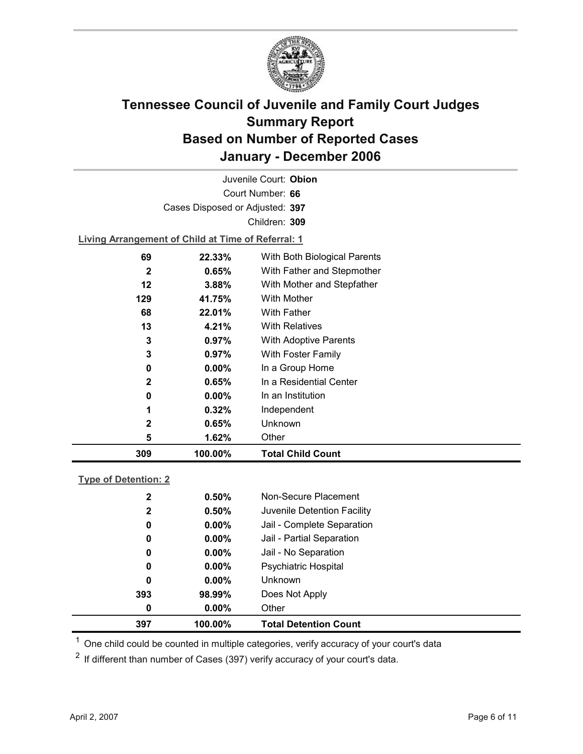# Tennessee Council of Juvenile and Family Court Judges
# Summary Report
# Based on Number of Reported Cases
# January - December 2006

Juvenile Court: **Obion**

Court Number: **66**

Cases Disposed or Adjusted: **397**

Children: **309**

**Living Arrangement of Child at Time of Referral: 1**

| | | |
|---|---|---|
| 69 | 22.33% | With Both Biological Parents |
| 2 | 0.65% | With Father and Stepmother |
| 12 | 3.88% | With Mother and Stepfather |
| 129 | 41.75% | With Mother |
| 68 | 22.01% | With Father |
| 13 | 4.21% | With Relatives |
| 3 | 0.97% | With Adoptive Parents |
| 3 | 0.97% | With Foster Family |
| 0 | 0.00% | In a Group Home |
| 2 | 0.65% | In a Residential Center |
| 0 | 0.00% | In an Institution |
| 1 | 0.32% | Independent |
| 2 | 0.65% | Unknown |
| 5 | 1.62% | Other |
| **309** | **100.00%** | **Total Child Count** |

**Type of Detention: 2**

| | | |
|---|---|---|
| 2 | 0.50% | Non-Secure Placement |
| 2 | 0.50% | Juvenile Detention Facility |
| 0 | 0.00% | Jail - Complete Separation |
| 0 | 0.00% | Jail - Partial Separation |
| 0 | 0.00% | Jail - No Separation |
| 0 | 0.00% | Psychiatric Hospital |
| 0 | 0.00% | Unknown |
| 393 | 98.99% | Does Not Apply |
| 0 | 0.00% | Other |
| **397** | **100.00%** | **Total Detention Count** |

[1] One child could be counted in multiple categories, verify accuracy of your court's data

[2] If different than number of Cases (397) verify accuracy of your court's data.

April 2, 2007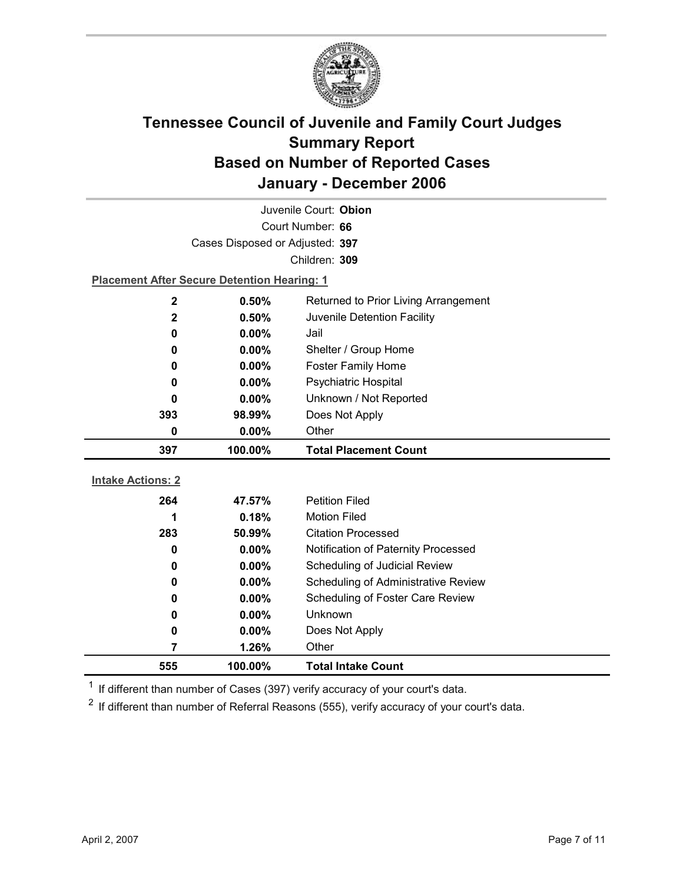# Tennessee Council of Juvenile and Family Court Judges Summary Report Based on Number of Reported Cases January - December 2006

Juvenile Court: **Obion**

Court Number: **66**

Cases Disposed or Adjusted: **397**

Children: **309**

**Placement After Secure Detention Hearing: 1**

| Count | Percent | Placement |
|---|---|---|
| 2 | 0.50% | Returned to Prior Living Arrangement |
| 2 | 0.50% | Juvenile Detention Facility |
| 0 | 0.00% | Jail |
| 0 | 0.00% | Shelter / Group Home |
| 0 | 0.00% | Foster Family Home |
| 0 | 0.00% | Psychiatric Hospital |
| 0 | 0.00% | Unknown / Not Reported |
| 393 | 98.99% | Does Not Apply |
| 0 | 0.00% | Other |
| **397** | **100.00%** | **Total Placement Count** |

**Intake Actions: 2**

| Count | Percent | Intake Action |
|---|---|---|
| 264 | 47.57% | Petition Filed |
| 1 | 0.18% | Motion Filed |
| 283 | 50.99% | Citation Processed |
| 0 | 0.00% | Notification of Paternity Processed |
| 0 | 0.00% | Scheduling of Judicial Review |
| 0 | 0.00% | Scheduling of Administrative Review |
| 0 | 0.00% | Scheduling of Foster Care Review |
| 0 | 0.00% | Unknown |
| 0 | 0.00% | Does Not Apply |
| 7 | 1.26% | Other |
| **555** | **100.00%** | **Total Intake Count** |

[1] If different than number of Cases (397) verify accuracy of your court's data.

[2] If different than number of Referral Reasons (555), verify accuracy of your court's data.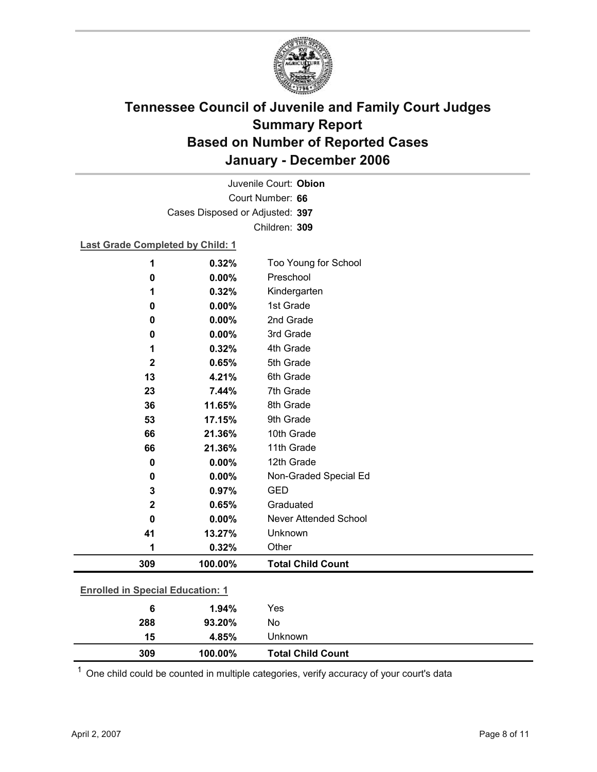# Tennessee Council of Juvenile and Family Court Judges
# Summary Report
# Based on Number of Reported Cases
# January - December 2006

Juvenile Court: **Obion**
Court Number: **66**
Cases Disposed or Adjusted: **397**
Children: **309**

**Last Grade Completed by Child: 1**

| | | |
|---|---|---|
| **1** | **0.32%** | Too Young for School |
| **0** | **0.00%** | Preschool |
| **1** | **0.32%** | Kindergarten |
| **0** | **0.00%** | 1st Grade |
| **0** | **0.00%** | 2nd Grade |
| **0** | **0.00%** | 3rd Grade |
| **1** | **0.32%** | 4th Grade |
| **2** | **0.65%** | 5th Grade |
| **13** | **4.21%** | 6th Grade |
| **23** | **7.44%** | 7th Grade |
| **36** | **11.65%** | 8th Grade |
| **53** | **17.15%** | 9th Grade |
| **66** | **21.36%** | 10th Grade |
| **66** | **21.36%** | 11th Grade |
| **0** | **0.00%** | 12th Grade |
| **0** | **0.00%** | Non-Graded Special Ed |
| **3** | **0.97%** | GED |
| **2** | **0.65%** | Graduated |
| **0** | **0.00%** | Never Attended School |
| **41** | **13.27%** | Unknown |
| **1** | **0.32%** | Other |
| **309** | **100.00%** | **Total Child Count** |

**Enrolled in Special Education: 1**

| | | |
|---|---|---|
| **6** | **1.94%** | Yes |
| **288** | **93.20%** | No |
| **15** | **4.85%** | Unknown |
| **309** | **100.00%** | **Total Child Count** |

[1] One child could be counted in multiple categories, verify accuracy of your court's data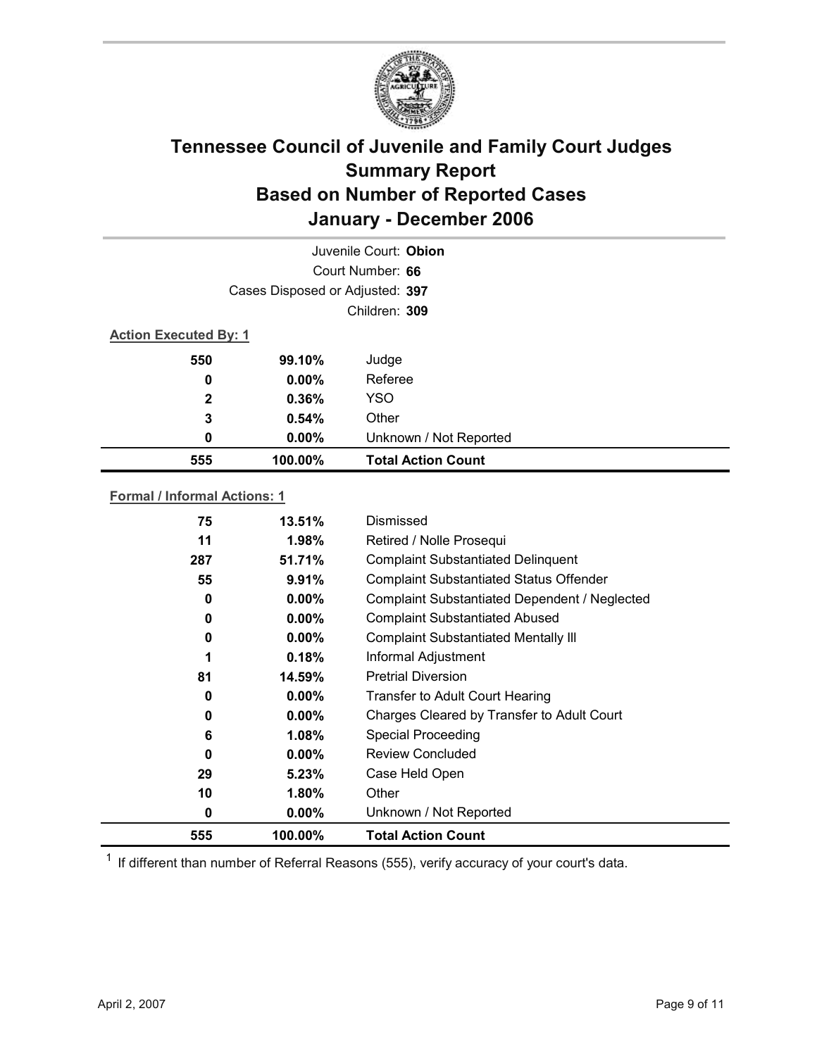# Tennessee Council of Juvenile and Family Court Judges
## Summary Report
## Based on Number of Reported Cases
## January - December 2006

Juvenile Court: **Obion**

Court Number: **66**

Cases Disposed or Adjusted: **397**

Children: **309**

**Action Executed By: 1**

| | | |
|---|---|---|
| 550 | 99.10% | Judge |
| 0 | 0.00% | Referee |
| 2 | 0.36% | YSO |
| 3 | 0.54% | Other |
| 0 | 0.00% | Unknown / Not Reported |
| **555** | **100.00%** | **Total Action Count** |

**Formal / Informal Actions: 1**

| | | |
|---|---|---|
| 75 | 13.51% | Dismissed |
| 11 | 1.98% | Retired / Nolle Prosequi |
| 287 | 51.71% | Complaint Substantiated Delinquent |
| 55 | 9.91% | Complaint Substantiated Status Offender |
| 0 | 0.00% | Complaint Substantiated Dependent / Neglected |
| 0 | 0.00% | Complaint Substantiated Abused |
| 0 | 0.00% | Complaint Substantiated Mentally Ill |
| 1 | 0.18% | Informal Adjustment |
| 81 | 14.59% | Pretrial Diversion |
| 0 | 0.00% | Transfer to Adult Court Hearing |
| 0 | 0.00% | Charges Cleared by Transfer to Adult Court |
| 6 | 1.08% | Special Proceeding |
| 0 | 0.00% | Review Concluded |
| 29 | 5.23% | Case Held Open |
| 10 | 1.80% | Other |
| 0 | 0.00% | Unknown / Not Reported |
| **555** | **100.00%** | **Total Action Count** |

[1] If different than number of Referral Reasons (555), verify accuracy of your court's data.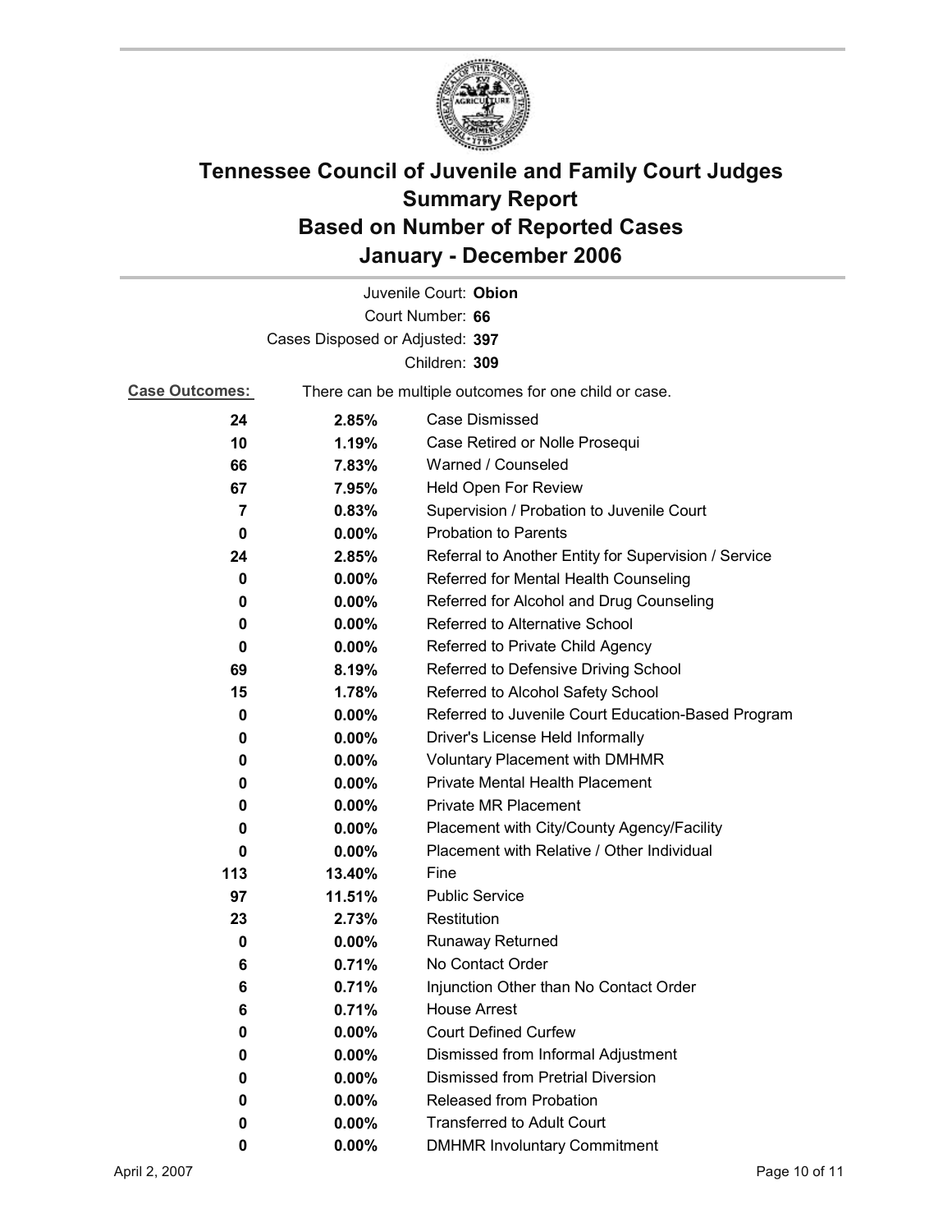# Tennessee Council of Juvenile and Family Court Judges
# Summary Report
# Based on Number of Reported Cases
# January - December 2006

Juvenile Court: **Obion**

Court Number: **66**

Cases Disposed or Adjusted: **397**

Children: **309**

**Case Outcomes:** There can be multiple outcomes for one child or case.

| | | |
|---|---|---|
| **24** | **2.85%** | Case Dismissed |
| **10** | **1.19%** | Case Retired or Nolle Prosequi |
| **66** | **7.83%** | Warned / Counseled |
| **67** | **7.95%** | Held Open For Review |
| **7** | **0.83%** | Supervision / Probation to Juvenile Court |
| **0** | **0.00%** | Probation to Parents |
| **24** | **2.85%** | Referral to Another Entity for Supervision / Service |
| **0** | **0.00%** | Referred for Mental Health Counseling |
| **0** | **0.00%** | Referred for Alcohol and Drug Counseling |
| **0** | **0.00%** | Referred to Alternative School |
| **0** | **0.00%** | Referred to Private Child Agency |
| **69** | **8.19%** | Referred to Defensive Driving School |
| **15** | **1.78%** | Referred to Alcohol Safety School |
| **0** | **0.00%** | Referred to Juvenile Court Education-Based Program |
| **0** | **0.00%** | Driver's License Held Informally |
| **0** | **0.00%** | Voluntary Placement with DMHMR |
| **0** | **0.00%** | Private Mental Health Placement |
| **0** | **0.00%** | Private MR Placement |
| **0** | **0.00%** | Placement with City/County Agency/Facility |
| **0** | **0.00%** | Placement with Relative / Other Individual |
| **113** | **13.40%** | Fine |
| **97** | **11.51%** | Public Service |
| **23** | **2.73%** | Restitution |
| **0** | **0.00%** | Runaway Returned |
| **6** | **0.71%** | No Contact Order |
| **6** | **0.71%** | Injunction Other than No Contact Order |
| **6** | **0.71%** | House Arrest |
| **0** | **0.00%** | Court Defined Curfew |
| **0** | **0.00%** | Dismissed from Informal Adjustment |
| **0** | **0.00%** | Dismissed from Pretrial Diversion |
| **0** | **0.00%** | Released from Probation |
| **0** | **0.00%** | Transferred to Adult Court |
| **0** | **0.00%** | DMHMR Involuntary Commitment |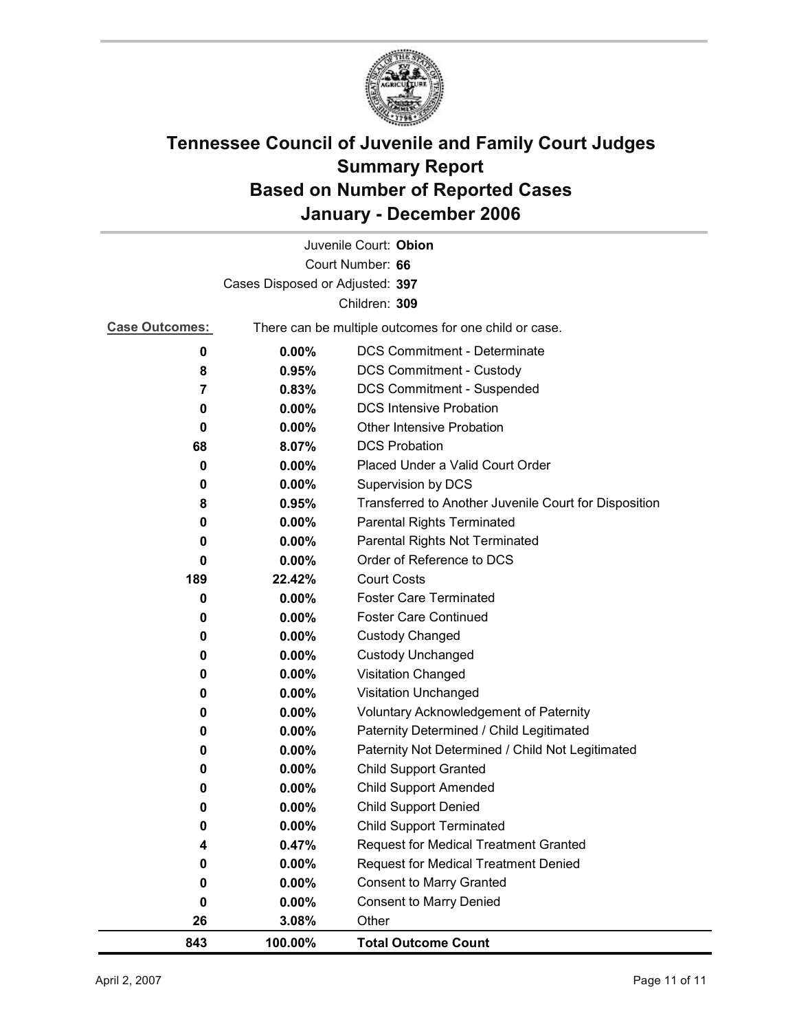# Tennessee Council of Juvenile and Family Court Judges
# Summary Report
# Based on Number of Reported Cases
# January - December 2006

Juvenile Court: **Obion**

Court Number: **66**

Cases Disposed or Adjusted: **397**

Children: **309**

**Case Outcomes:** There can be multiple outcomes for one child or case.

| | | |
|---|---|---|
| 0 | 0.00% | DCS Commitment - Determinate |
| 8 | 0.95% | DCS Commitment - Custody |
| 7 | 0.83% | DCS Commitment - Suspended |
| 0 | 0.00% | DCS Intensive Probation |
| 0 | 0.00% | Other Intensive Probation |
| 68 | 8.07% | DCS Probation |
| 0 | 0.00% | Placed Under a Valid Court Order |
| 0 | 0.00% | Supervision by DCS |
| 8 | 0.95% | Transferred to Another Juvenile Court for Disposition |
| 0 | 0.00% | Parental Rights Terminated |
| 0 | 0.00% | Parental Rights Not Terminated |
| 0 | 0.00% | Order of Reference to DCS |
| 189 | 22.42% | Court Costs |
| 0 | 0.00% | Foster Care Terminated |
| 0 | 0.00% | Foster Care Continued |
| 0 | 0.00% | Custody Changed |
| 0 | 0.00% | Custody Unchanged |
| 0 | 0.00% | Visitation Changed |
| 0 | 0.00% | Visitation Unchanged |
| 0 | 0.00% | Voluntary Acknowledgement of Paternity |
| 0 | 0.00% | Paternity Determined / Child Legitimated |
| 0 | 0.00% | Paternity Not Determined / Child Not Legitimated |
| 0 | 0.00% | Child Support Granted |
| 0 | 0.00% | Child Support Amended |
| 0 | 0.00% | Child Support Denied |
| 0 | 0.00% | Child Support Terminated |
| 4 | 0.47% | Request for Medical Treatment Granted |
| 0 | 0.00% | Request for Medical Treatment Denied |
| 0 | 0.00% | Consent to Marry Granted |
| 0 | 0.00% | Consent to Marry Denied |
| 26 | 3.08% | Other |
| **843** | **100.00%** | **Total Outcome Count** |